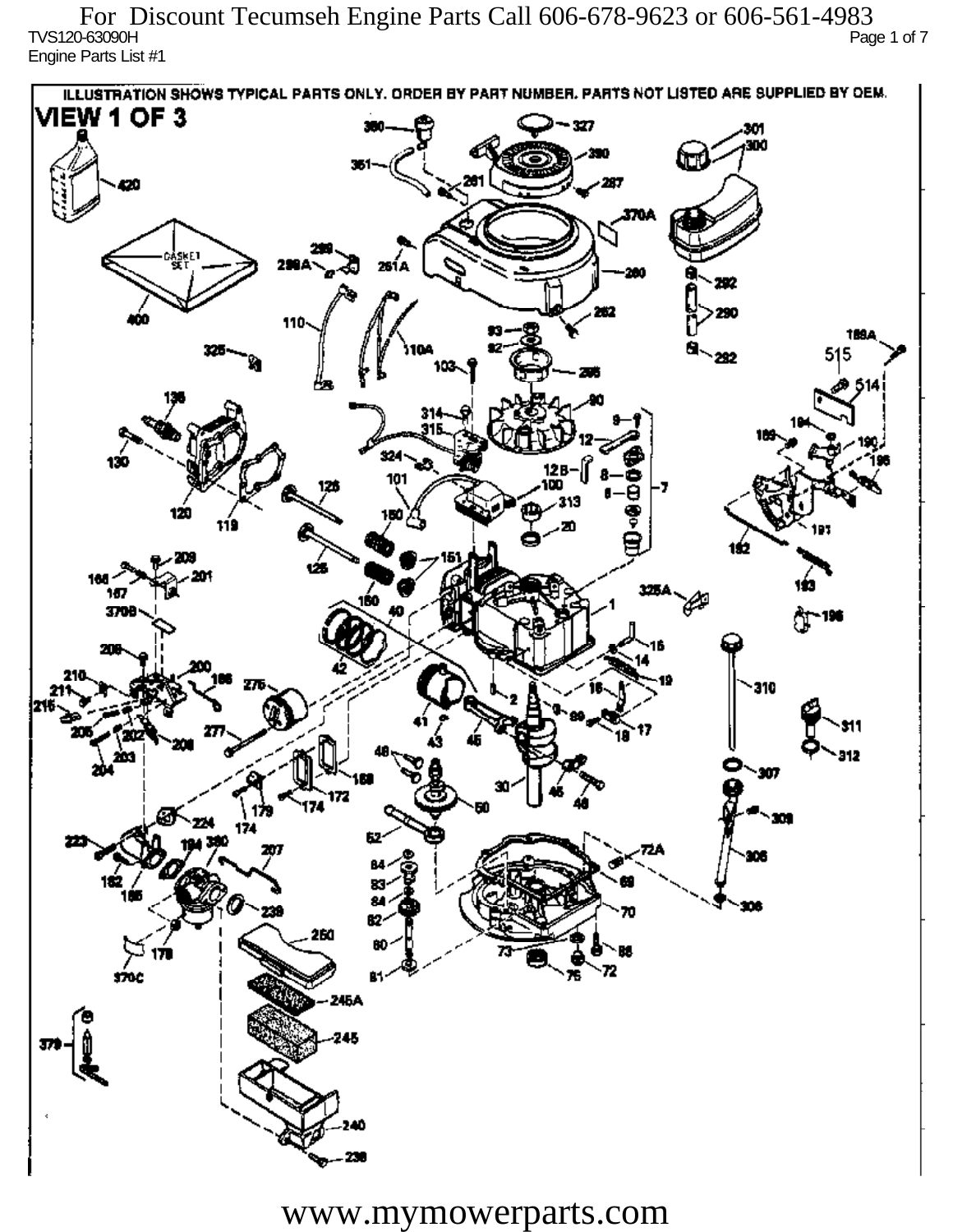For Discount Tecumseh Engine Parts Call 606-678-9623 or 606-561-4983

TVS120-63090H

Engine Parts List #1

ILLUSTRATION SHOWS TYPICAL PARTS ONLY. ORDER BY PART NUMBER. PARTS NOT LISTED ARE SUPPLIED BY OEM.

# VIEW 1 OF 3

www.mymowerparts.com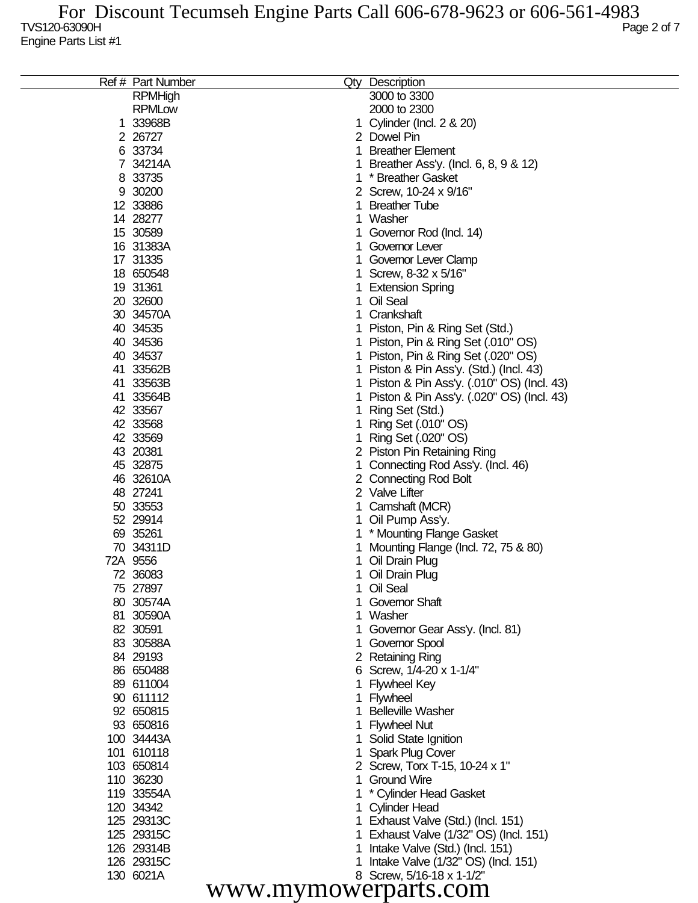TVS120-63090H

Engine Parts List #1

| Ref # | Part Number | Qty | Description |
|---|---|---|---|
| | RPMHigh | | 3000 to 3300 |
| | RPMLow | | 2000 to 2300 |
| 1 | 33968B | 1 | Cylinder (Incl. 2 & 20) |
| 2 | 26727 | 2 | Dowel Pin |
| 6 | 33734 | 1 | Breather Element |
| 7 | 34214A | 1 | Breather Ass'y. (Incl. 6, 8, 9 & 12) |
| 8 | 33735 | 1 | * Breather Gasket |
| 9 | 30200 | 2 | Screw, 10-24 x 9/16" |
| 12 | 33886 | 1 | Breather Tube |
| 14 | 28277 | 1 | Washer |
| 15 | 30589 | 1 | Governor Rod (Incl. 14) |
| 16 | 31383A | 1 | Governor Lever |
| 17 | 31335 | 1 | Governor Lever Clamp |
| 18 | 650548 | 1 | Screw, 8-32 x 5/16" |
| 19 | 31361 | 1 | Extension Spring |
| 20 | 32600 | 1 | Oil Seal |
| 30 | 34570A | 1 | Crankshaft |
| 40 | 34535 | 1 | Piston, Pin & Ring Set (Std.) |
| 40 | 34536 | 1 | Piston, Pin & Ring Set (.010" OS) |
| 40 | 34537 | 1 | Piston, Pin & Ring Set (.020" OS) |
| 41 | 33562B | 1 | Piston & Pin Ass'y. (Std.) (Incl. 43) |
| 41 | 33563B | 1 | Piston & Pin Ass'y. (.010" OS) (Incl. 43) |
| 41 | 33564B | 1 | Piston & Pin Ass'y. (.020" OS) (Incl. 43) |
| 42 | 33567 | 1 | Ring Set (Std.) |
| 42 | 33568 | 1 | Ring Set (.010" OS) |
| 42 | 33569 | 1 | Ring Set (.020" OS) |
| 43 | 20381 | 2 | Piston Pin Retaining Ring |
| 45 | 32875 | 1 | Connecting Rod Ass'y. (Incl. 46) |
| 46 | 32610A | 2 | Connecting Rod Bolt |
| 48 | 27241 | 2 | Valve Lifter |
| 50 | 33553 | 1 | Camshaft (MCR) |
| 52 | 29914 | 1 | Oil Pump Ass'y. |
| 69 | 35261 | 1 | * Mounting Flange Gasket |
| 70 | 34311D | 1 | Mounting Flange (Incl. 72, 75 & 80) |
| 72A | 9556 | 1 | Oil Drain Plug |
| 72 | 36083 | 1 | Oil Drain Plug |
| 75 | 27897 | 1 | Oil Seal |
| 80 | 30574A | 1 | Governor Shaft |
| 81 | 30590A | 1 | Washer |
| 82 | 30591 | 1 | Governor Gear Ass'y. (Incl. 81) |
| 83 | 30588A | 1 | Governor Spool |
| 84 | 29193 | 2 | Retaining Ring |
| 86 | 650488 | 6 | Screw, 1/4-20 x 1-1/4" |
| 89 | 611004 | 1 | Flywheel Key |
| 90 | 611112 | 1 | Flywheel |
| 92 | 650815 | 1 | Belleville Washer |
| 93 | 650816 | 1 | Flywheel Nut |
| 100 | 34443A | 1 | Solid State Ignition |
| 101 | 610118 | 1 | Spark Plug Cover |
| 103 | 650814 | 2 | Screw, Torx T-15, 10-24 x 1" |
| 110 | 36230 | 1 | Ground Wire |
| 119 | 33554A | 1 | * Cylinder Head Gasket |
| 120 | 34342 | 1 | Cylinder Head |
| 125 | 29313C | 1 | Exhaust Valve (Std.) (Incl. 151) |
| 125 | 29315C | 1 | Exhaust Valve (1/32" OS) (Incl. 151) |
| 126 | 29314B | 1 | Intake Valve (Std.) (Incl. 151) |
| 126 | 29315C | 1 | Intake Valve (1/32" OS) (Incl. 151) |
| 130 | 6021A | 8 | Screw, 5/16-18 x 1-1/2" |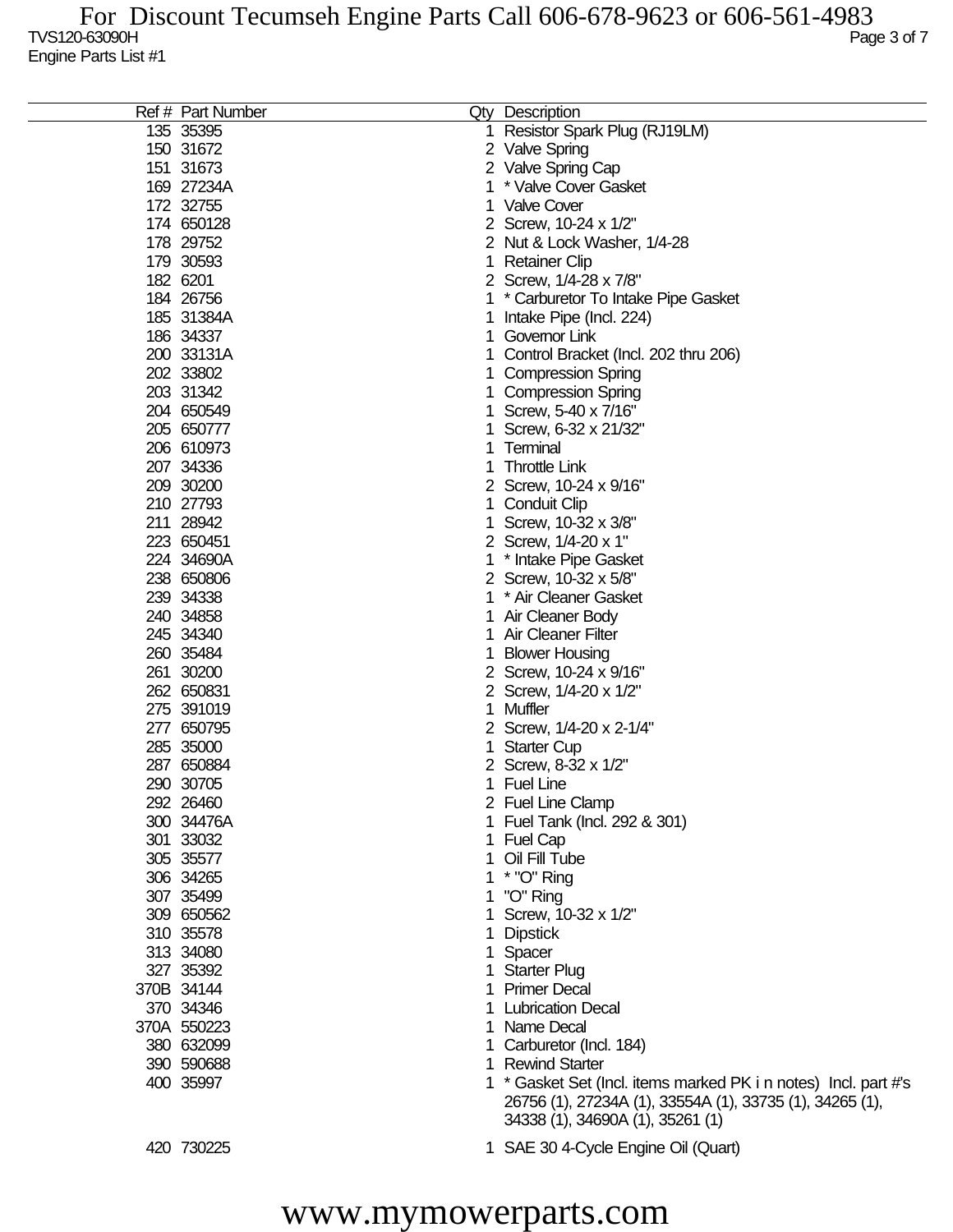For Discount Tecumseh Engine Parts Call 606-678-9623 or 606-561-4983

TVS120-63090H

Engine Parts List #1

| Ref # | Part Number | Qty | Description |
|---|---|---|---|
| 135 | 35395 | 1 | Resistor Spark Plug (RJ19LM) |
| 150 | 31672 | 2 | Valve Spring |
| 151 | 31673 | 2 | Valve Spring Cap |
| 169 | 27234A | 1 | * Valve Cover Gasket |
| 172 | 32755 | 1 | Valve Cover |
| 174 | 650128 | 2 | Screw, 10-24 x 1/2" |
| 178 | 29752 | 2 | Nut & Lock Washer, 1/4-28 |
| 179 | 30593 | 1 | Retainer Clip |
| 182 | 6201 | 2 | Screw, 1/4-28 x 7/8" |
| 184 | 26756 | 1 | * Carburetor To Intake Pipe Gasket |
| 185 | 31384A | 1 | Intake Pipe (Incl. 224) |
| 186 | 34337 | 1 | Governor Link |
| 200 | 33131A | 1 | Control Bracket (Incl. 202 thru 206) |
| 202 | 33802 | 1 | Compression Spring |
| 203 | 31342 | 1 | Compression Spring |
| 204 | 650549 | 1 | Screw, 5-40 x 7/16" |
| 205 | 650777 | 1 | Screw, 6-32 x 21/32" |
| 206 | 610973 | 1 | Terminal |
| 207 | 34336 | 1 | Throttle Link |
| 209 | 30200 | 2 | Screw, 10-24 x 9/16" |
| 210 | 27793 | 1 | Conduit Clip |
| 211 | 28942 | 1 | Screw, 10-32 x 3/8" |
| 223 | 650451 | 2 | Screw, 1/4-20 x 1" |
| 224 | 34690A | 1 | * Intake Pipe Gasket |
| 238 | 650806 | 2 | Screw, 10-32 x 5/8" |
| 239 | 34338 | 1 | * Air Cleaner Gasket |
| 240 | 34858 | 1 | Air Cleaner Body |
| 245 | 34340 | 1 | Air Cleaner Filter |
| 260 | 35484 | 1 | Blower Housing |
| 261 | 30200 | 2 | Screw, 10-24 x 9/16" |
| 262 | 650831 | 2 | Screw, 1/4-20 x 1/2" |
| 275 | 391019 | 1 | Muffler |
| 277 | 650795 | 2 | Screw, 1/4-20 x 2-1/4" |
| 285 | 35000 | 1 | Starter Cup |
| 287 | 650884 | 2 | Screw, 8-32 x 1/2" |
| 290 | 30705 | 1 | Fuel Line |
| 292 | 26460 | 2 | Fuel Line Clamp |
| 300 | 34476A | 1 | Fuel Tank (Incl. 292 & 301) |
| 301 | 33032 | 1 | Fuel Cap |
| 305 | 35577 | 1 | Oil Fill Tube |
| 306 | 34265 | 1 | * "O" Ring |
| 307 | 35499 | 1 | "O" Ring |
| 309 | 650562 | 1 | Screw, 10-32 x 1/2" |
| 310 | 35578 | 1 | Dipstick |
| 313 | 34080 | 1 | Spacer |
| 327 | 35392 | 1 | Starter Plug |
| 370B | 34144 | 1 | Primer Decal |
| 370 | 34346 | 1 | Lubrication Decal |
| 370A | 550223 | 1 | Name Decal |
| 380 | 632099 | 1 | Carburetor (Incl. 184) |
| 390 | 590688 | 1 | Rewind Starter |
| 400 | 35997 | 1 | * Gasket Set (Incl. items marked PK i n notes) Incl. part #'s 26756 (1), 27234A (1), 33554A (1), 33735 (1), 34265 (1), 34338 (1), 34690A (1), 35261 (1) |
| 420 | 730225 | 1 | SAE 30 4-Cycle Engine Oil (Quart) |

www.mymowerparts.com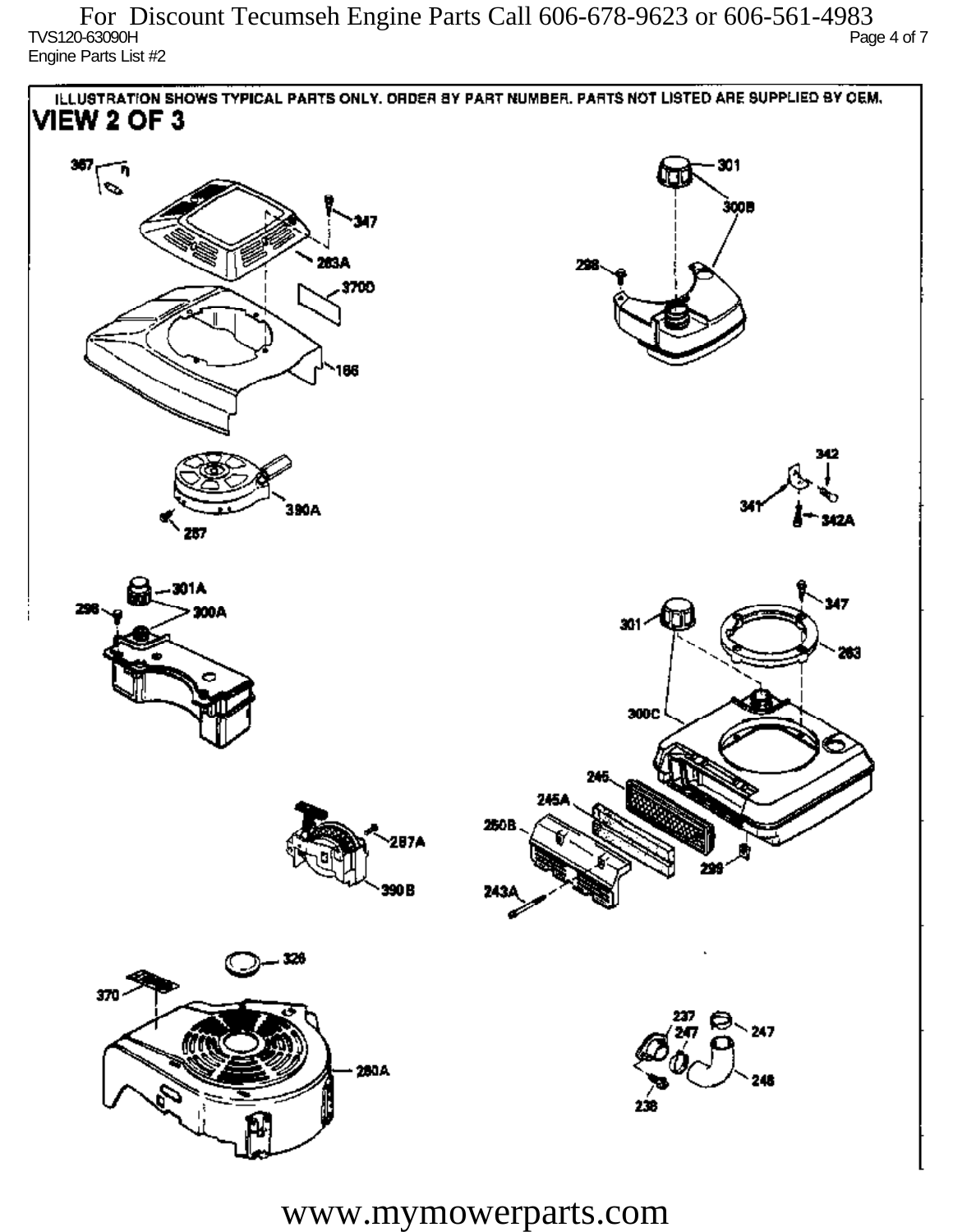For Discount Tecumseh Engine Parts Call 606-678-9623 or 606-561-4983

TVS120-63090H

Engine Parts List #2

ILLUSTRATION SHOWS TYPICAL PARTS ONLY. ORDER BY PART NUMBER. PARTS NOT LISTED ARE SUPPLIED BY OEM.

## VIEW 2 OF 3

367, 347, 263A, 370D, 166, 301, 300B, 298, 390A, 257, 342, 341, 342A, 301A, 298, 300A, 347, 301, 263, 300C, 246, 245A, 250B, 243A, 299, 257A, 390B, 326, 370, 260A, 237, 247, 247, 248, 238

www.mymowerparts.com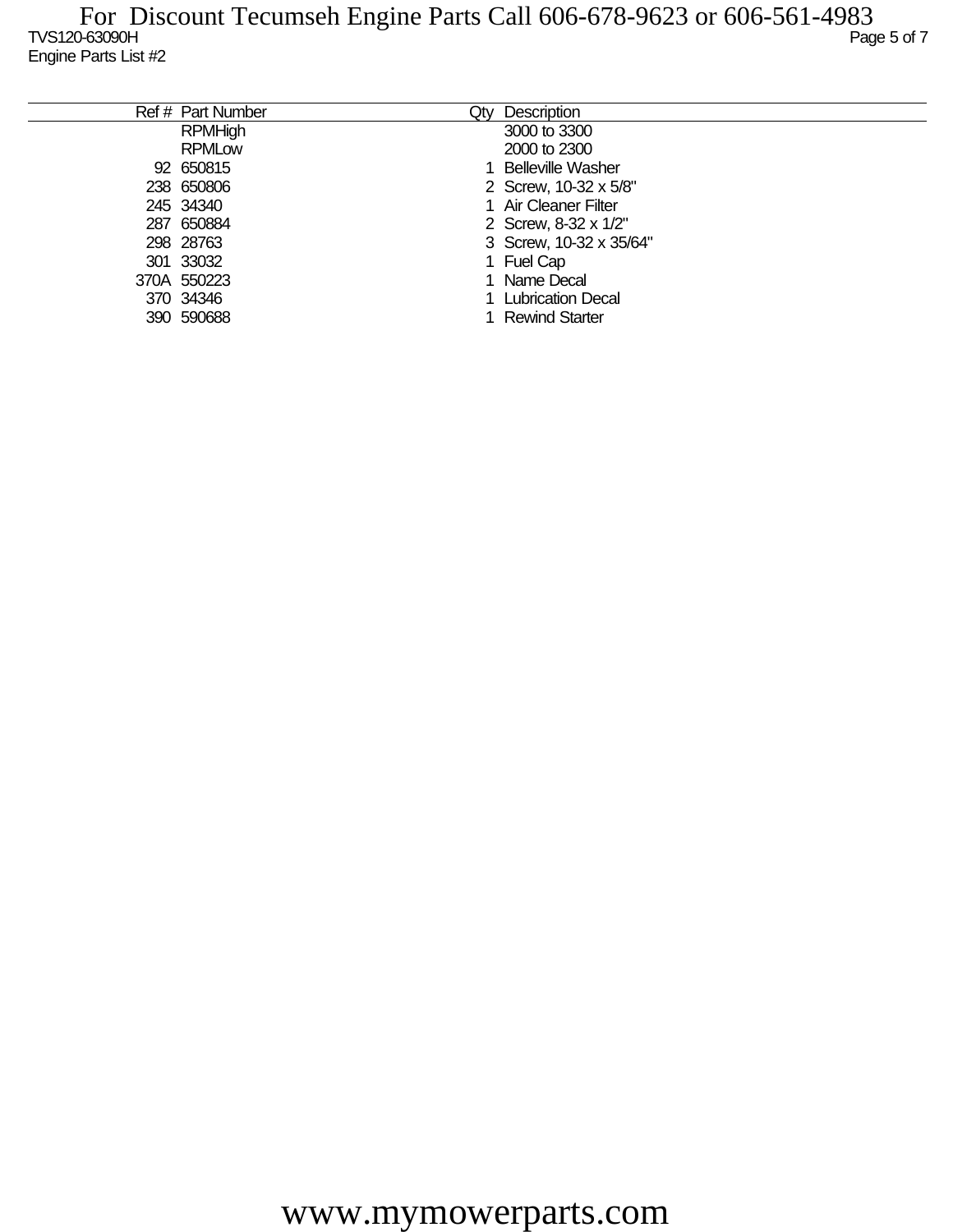| Ref # | Part Number | Qty | Description |
|---|---|---|---|
| | RPMHigh | | 3000 to 3300 |
| | RPMLow | | 2000 to 2300 |
| 92 | 650815 | 1 | Belleville Washer |
| 238 | 650806 | 2 | Screw, 10-32 x 5/8" |
| 245 | 34340 | 1 | Air Cleaner Filter |
| 287 | 650884 | 2 | Screw, 8-32 x 1/2" |
| 298 | 28763 | 3 | Screw, 10-32 x 35/64" |
| 301 | 33032 | 1 | Fuel Cap |
| 370A | 550223 | 1 | Name Decal |
| 370 | 34346 | 1 | Lubrication Decal |
| 390 | 590688 | 1 | Rewind Starter |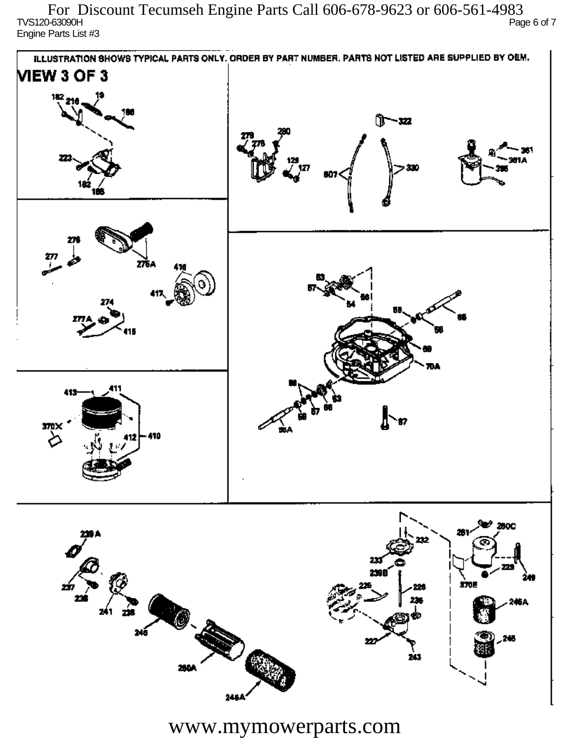For Discount Tecumseh Engine Parts Call 606-678-9623 or 606-561-4983

TVS120-63090H

Engine Parts List #3

ILLUSTRATION SHOWS TYPICAL PARTS ONLY. ORDER BY PART NUMBER. PARTS NOT LISTED ARE SUPPLIED BY OEM.

VIEW 3 OF 3

www.mymowerparts.com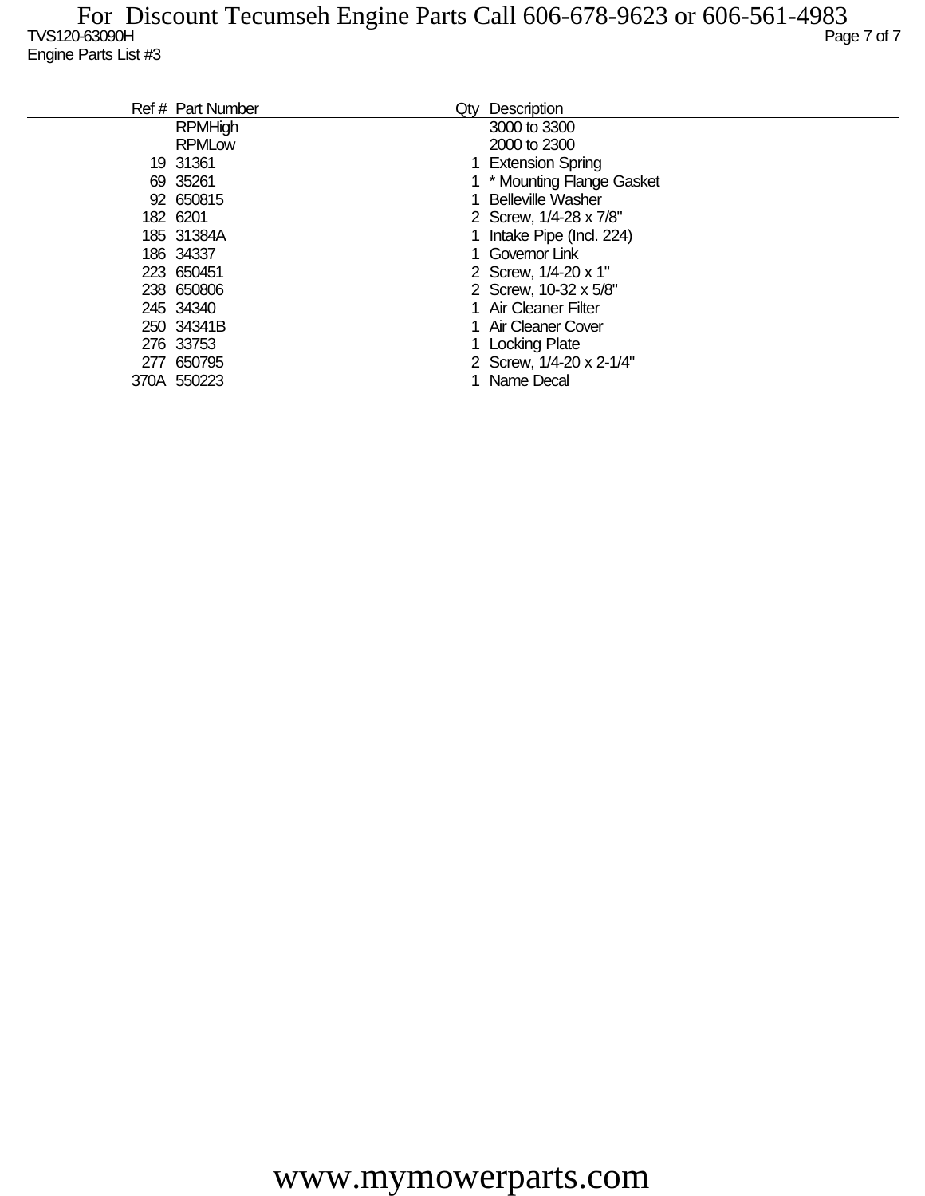| Ref # | Part Number | Qty | Description |
|---|---|---|---|
| | RPMHigh | | 3000 to 3300 |
| | RPMLow | | 2000 to 2300 |
| 19 | 31361 | 1 | Extension Spring |
| 69 | 35261 | 1 | * Mounting Flange Gasket |
| 92 | 650815 | 1 | Belleville Washer |
| 182 | 6201 | 2 | Screw, 1/4-28 x 7/8" |
| 185 | 31384A | 1 | Intake Pipe (Incl. 224) |
| 186 | 34337 | 1 | Governor Link |
| 223 | 650451 | 2 | Screw, 1/4-20 x 1" |
| 238 | 650806 | 2 | Screw, 10-32 x 5/8" |
| 245 | 34340 | 1 | Air Cleaner Filter |
| 250 | 34341B | 1 | Air Cleaner Cover |
| 276 | 33753 | 1 | Locking Plate |
| 277 | 650795 | 2 | Screw, 1/4-20 x 2-1/4" |
| 370A | 550223 | 1 | Name Decal |